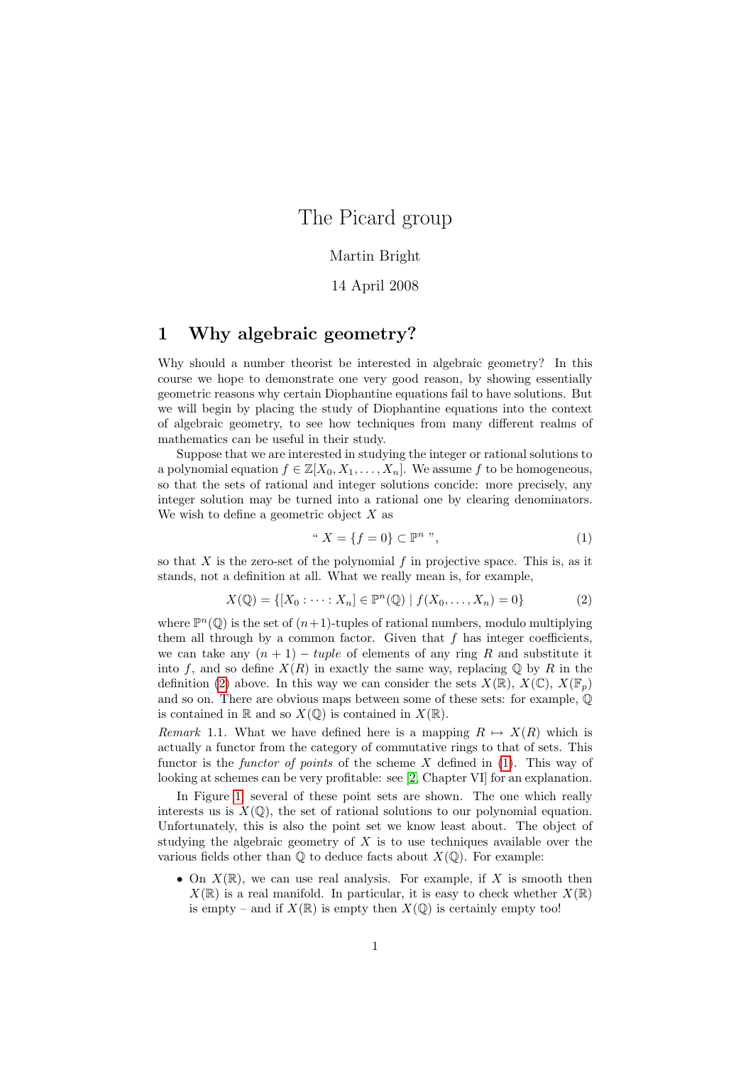# The Picard group

Martin Bright

14 April 2008

## 1 Why algebraic geometry?

Why should a number theorist be interested in algebraic geometry? In this course we hope to demonstrate one very good reason, by showing essentially geometric reasons why certain Diophantine equations fail to have solutions. But we will begin by placing the study of Diophantine equations into the context of algebraic geometry, to see how techniques from many different realms of mathematics can be useful in their study.

Suppose that we are interested in studying the integer or rational solutions to a polynomial equation $f \in \mathbb{Z}[X_0, X_1, \dots, X_n]$. We assume $f$ to be homogeneous, so that the sets of rational and integer solutions concide: more precisely, any integer solution may be turned into a rational one by clearing denominators. We wish to define a geometric object $X$ as

$$\text{“ } X = \{f = 0\} \subset \mathbb{P}^n \text{ ”}, \tag{1}$$

so that $X$ is the zero-set of the polynomial $f$ in projective space. This is, as it stands, not a definition at all. What we really mean is, for example,

$$X(\mathbb{Q}) = \{[X_0 : \cdots : X_n] \in \mathbb{P}^n(\mathbb{Q}) \mid f(X_0, \dots, X_n) = 0\} \tag{2}$$

where $\mathbb{P}^n(\mathbb{Q})$ is the set of $(n+1)$-tuples of rational numbers, modulo multiplying them all through by a common factor. Given that $f$ has integer coefficients, we can take any $(n+1) - tuple$ of elements of any ring $R$ and substitute it into $f$, and so define $X(R)$ in exactly the same way, replacing $\mathbb{Q}$ by $R$ in the definition (2) above. In this way we can consider the sets $X(\mathbb{R})$, $X(\mathbb{C})$, $X(\mathbb{F}_p)$ and so on. There are obvious maps between some of these sets: for example, $\mathbb{Q}$ is contained in $\mathbb{R}$ and so $X(\mathbb{Q})$ is contained in $X(\mathbb{R})$.

*Remark* 1.1. What we have defined here is a mapping $R \mapsto X(R)$ which is actually a functor from the category of commutative rings to that of sets. This functor is the *functor of points* of the scheme $X$ defined in (1). This way of looking at schemes can be very profitable: see [2, Chapter VI] for an explanation.

In Figure 1, several of these point sets are shown. The one which really interests us is $X(\mathbb{Q})$, the set of rational solutions to our polynomial equation. Unfortunately, this is also the point set we know least about. The object of studying the algebraic geometry of $X$ is to use techniques available over the various fields other than $\mathbb{Q}$ to deduce facts about $X(\mathbb{Q})$. For example:

- On $X(\mathbb{R})$, we can use real analysis. For example, if $X$ is smooth then $X(\mathbb{R})$ is a real manifold. In particular, it is easy to check whether $X(\mathbb{R})$ is empty – and if $X(\mathbb{R})$ is empty then $X(\mathbb{Q})$ is certainly empty too!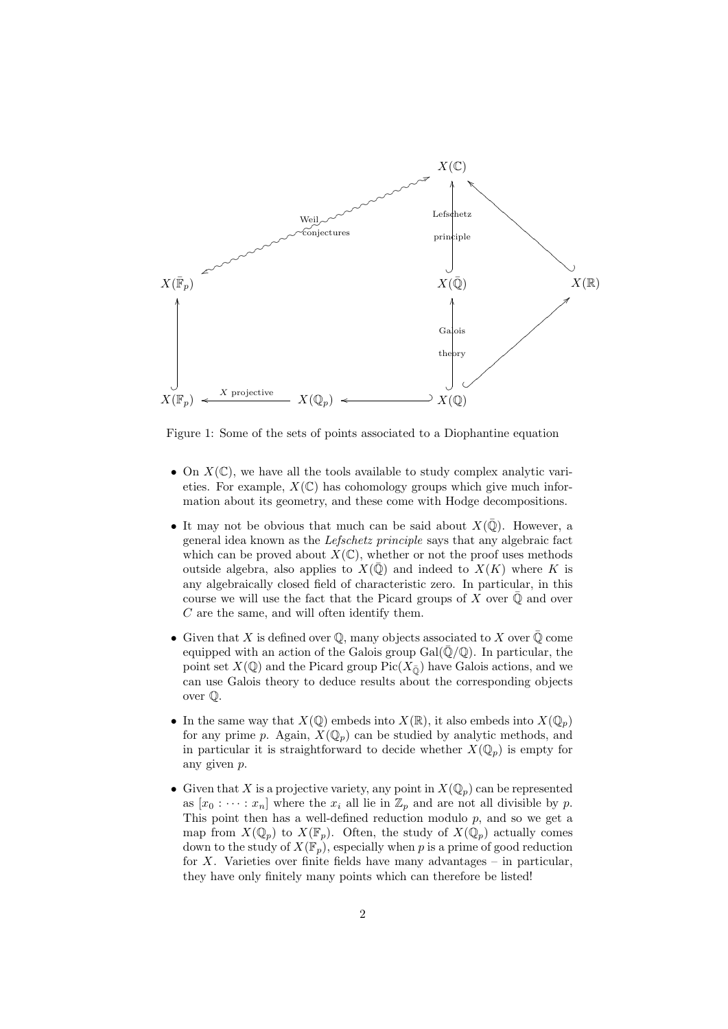Figure 1: Some of the sets of points associated to a Diophantine equation

- On $X(\mathbb{C})$, we have all the tools available to study complex analytic varieties. For example, $X(\mathbb{C})$ has cohomology groups which give much information about its geometry, and these come with Hodge decompositions.
- It may not be obvious that much can be said about $X(\bar{\mathbb{Q}})$. However, a general idea known as the *Lefschetz principle* says that any algebraic fact which can be proved about $X(\mathbb{C})$, whether or not the proof uses methods outside algebra, also applies to $X(\bar{\mathbb{Q}})$ and indeed to $X(K)$ where $K$ is any algebraically closed field of characteristic zero. In particular, in this course we will use the fact that the Picard groups of $X$ over $\bar{\mathbb{Q}}$ and over $C$ are the same, and will often identify them.
- Given that $X$ is defined over $\mathbb{Q}$, many objects associated to $X$ over $\bar{\mathbb{Q}}$ come equipped with an action of the Galois group $\mathrm{Gal}(\bar{\mathbb{Q}}/\mathbb{Q})$. In particular, the point set $X(\mathbb{Q})$ and the Picard group $\mathrm{Pic}(X_{\bar{\mathbb{Q}}})$ have Galois actions, and we can use Galois theory to deduce results about the corresponding objects over $\mathbb{Q}$.
- In the same way that $X(\mathbb{Q})$ embeds into $X(\mathbb{R})$, it also embeds into $X(\mathbb{Q}_p)$ for any prime $p$. Again, $X(\mathbb{Q}_p)$ can be studied by analytic methods, and in particular it is straightforward to decide whether $X(\mathbb{Q}_p)$ is empty for any given $p$.
- Given that $X$ is a projective variety, any point in $X(\mathbb{Q}_p)$ can be represented as $[x_0 : \cdots : x_n]$ where the $x_i$ all lie in $\mathbb{Z}_p$ and are not all divisible by $p$. This point then has a well-defined reduction modulo $p$, and so we get a map from $X(\mathbb{Q}_p)$ to $X(\mathbb{F}_p)$. Often, the study of $X(\mathbb{Q}_p)$ actually comes down to the study of $X(\mathbb{F}_p)$, especially when $p$ is a prime of good reduction for $X$. Varieties over finite fields have many advantages – in particular, they have only finitely many points which can therefore be listed!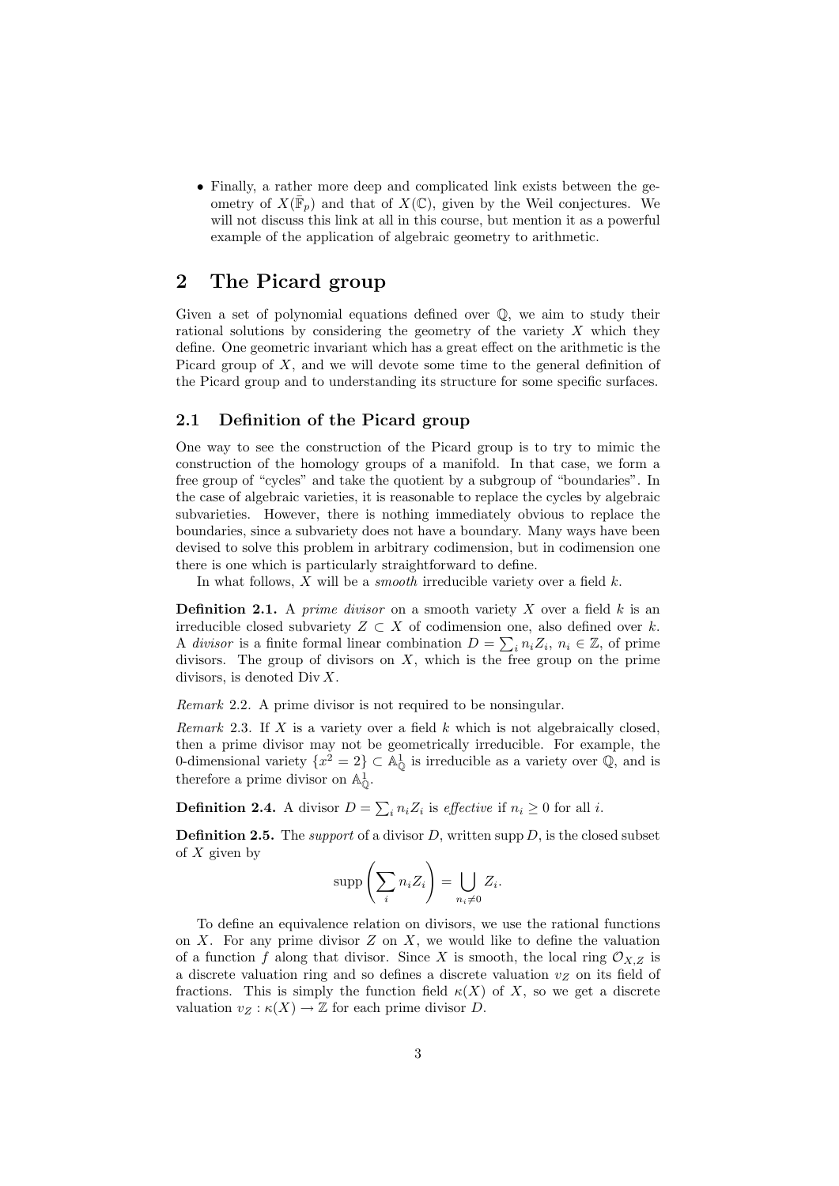- Finally, a rather more deep and complicated link exists between the geometry of $X(\bar{\mathbb{F}}_p)$ and that of $X(\mathbb{C})$, given by the Weil conjectures. We will not discuss this link at all in this course, but mention it as a powerful example of the application of algebraic geometry to arithmetic.

# 2 The Picard group

Given a set of polynomial equations defined over $\mathbb{Q}$, we aim to study their rational solutions by considering the geometry of the variety $X$ which they define. One geometric invariant which has a great effect on the arithmetic is the Picard group of $X$, and we will devote some time to the general definition of the Picard group and to understanding its structure for some specific surfaces.

## 2.1 Definition of the Picard group

One way to see the construction of the Picard group is to try to mimic the construction of the homology groups of a manifold. In that case, we form a free group of "cycles" and take the quotient by a subgroup of "boundaries". In the case of algebraic varieties, it is reasonable to replace the cycles by algebraic subvarieties. However, there is nothing immediately obvious to replace the boundaries, since a subvariety does not have a boundary. Many ways have been devised to solve this problem in arbitrary codimension, but in codimension one there is one which is particularly straightforward to define.

In what follows, $X$ will be a *smooth* irreducible variety over a field $k$.

**Definition 2.1.** A *prime divisor* on a smooth variety $X$ over a field $k$ is an irreducible closed subvariety $Z \subset X$ of codimension one, also defined over $k$. A *divisor* is a finite formal linear combination $D = \sum_i n_i Z_i$, $n_i \in \mathbb{Z}$, of prime divisors. The group of divisors on $X$, which is the free group on the prime divisors, is denoted $\operatorname{Div} X$.

*Remark* 2.2. A prime divisor is not required to be nonsingular.

*Remark* 2.3. If $X$ is a variety over a field $k$ which is not algebraically closed, then a prime divisor may not be geometrically irreducible. For example, the 0-dimensional variety $\{x^2 = 2\} \subset \mathbb{A}^1_{\mathbb{Q}}$ is irreducible as a variety over $\mathbb{Q}$, and is therefore a prime divisor on $\mathbb{A}^1_{\mathbb{Q}}$.

**Definition 2.4.** A divisor $D = \sum_i n_i Z_i$ is *effective* if $n_i \geq 0$ for all $i$.

**Definition 2.5.** The *support* of a divisor $D$, written $\operatorname{supp} D$, is the closed subset of $X$ given by

$$\operatorname{supp}\left(\sum_i n_i Z_i\right) = \bigcup_{n_i \neq 0} Z_i.$$

To define an equivalence relation on divisors, we use the rational functions on $X$. For any prime divisor $Z$ on $X$, we would like to define the valuation of a function $f$ along that divisor. Since $X$ is smooth, the local ring $\mathcal{O}_{X,Z}$ is a discrete valuation ring and so defines a discrete valuation $v_Z$ on its field of fractions. This is simply the function field $\kappa(X)$ of $X$, so we get a discrete valuation $v_Z : \kappa(X) \to \mathbb{Z}$ for each prime divisor $D$.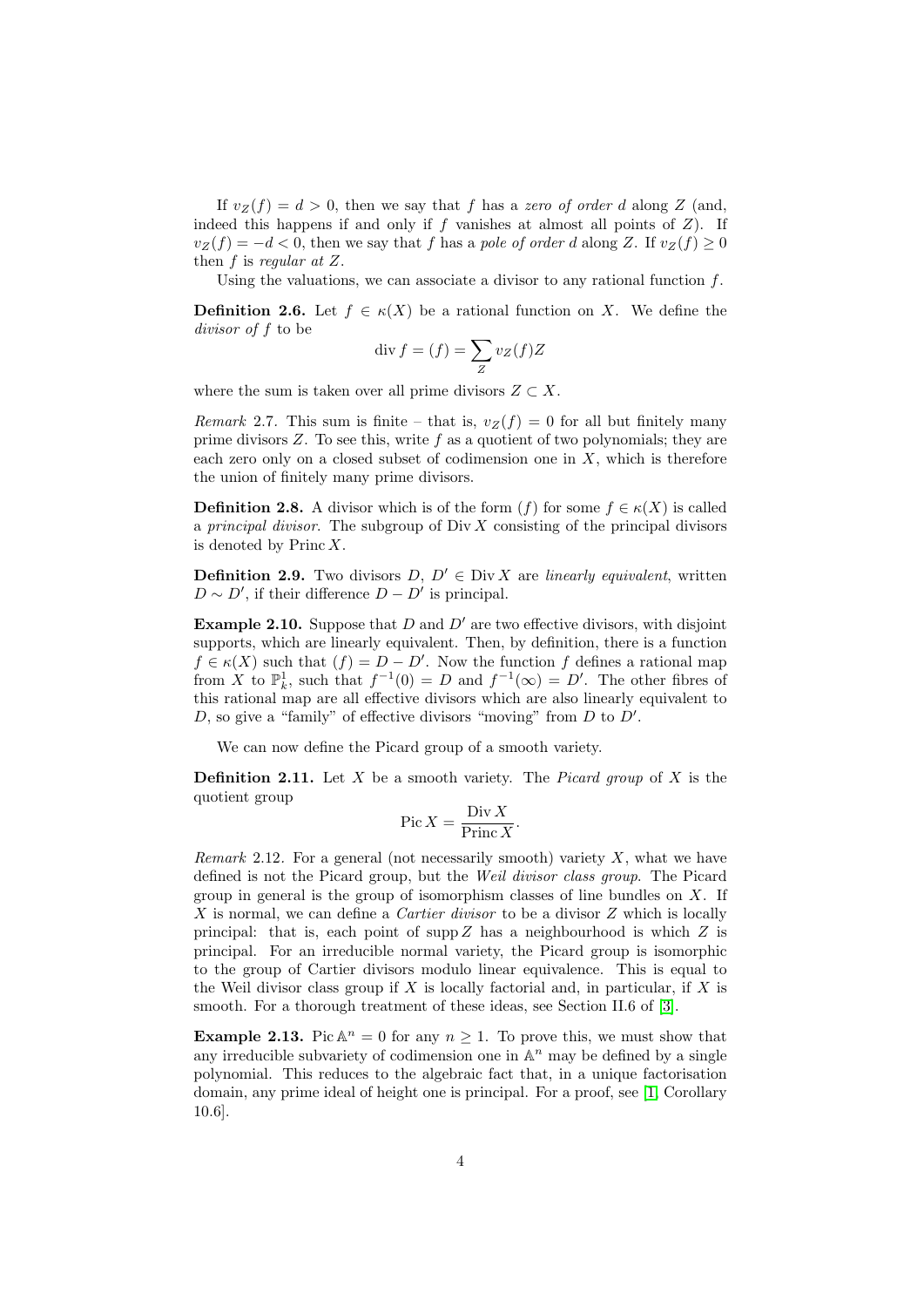If $v_Z(f) = d > 0$, then we say that $f$ has a *zero of order* $d$ along $Z$ (and, indeed this happens if and only if $f$ vanishes at almost all points of $Z$). If $v_Z(f) = -d < 0$, then we say that $f$ has a *pole of order* $d$ along $Z$. If $v_Z(f) \geq 0$ then $f$ is *regular at* $Z$.

Using the valuations, we can associate a divisor to any rational function $f$.

**Definition 2.6.** Let $f \in \kappa(X)$ be a rational function on $X$. We define the *divisor of* $f$ to be

$$\operatorname{div} f = (f) = \sum_Z v_Z(f) Z$$

where the sum is taken over all prime divisors $Z \subset X$.

*Remark* 2.7. This sum is finite – that is, $v_Z(f) = 0$ for all but finitely many prime divisors $Z$. To see this, write $f$ as a quotient of two polynomials; they are each zero only on a closed subset of codimension one in $X$, which is therefore the union of finitely many prime divisors.

**Definition 2.8.** A divisor which is of the form $(f)$ for some $f \in \kappa(X)$ is called a *principal divisor*. The subgroup of $\operatorname{Div} X$ consisting of the principal divisors is denoted by $\operatorname{Princ} X$.

**Definition 2.9.** Two divisors $D$, $D' \in \operatorname{Div} X$ are *linearly equivalent*, written $D \sim D'$, if their difference $D - D'$ is principal.

**Example 2.10.** Suppose that $D$ and $D'$ are two effective divisors, with disjoint supports, which are linearly equivalent. Then, by definition, there is a function $f \in \kappa(X)$ such that $(f) = D - D'$. Now the function $f$ defines a rational map from $X$ to $\mathbb{P}^1_k$, such that $f^{-1}(0) = D$ and $f^{-1}(\infty) = D'$. The other fibres of this rational map are all effective divisors which are also linearly equivalent to $D$, so give a "family" of effective divisors "moving" from $D$ to $D'$.

We can now define the Picard group of a smooth variety.

**Definition 2.11.** Let $X$ be a smooth variety. The *Picard group* of $X$ is the quotient group

$$\operatorname{Pic} X = \frac{\operatorname{Div} X}{\operatorname{Princ} X}.$$

*Remark* 2.12. For a general (not necessarily smooth) variety $X$, what we have defined is not the Picard group, but the *Weil divisor class group*. The Picard group in general is the group of isomorphism classes of line bundles on $X$. If $X$ is normal, we can define a *Cartier divisor* to be a divisor $Z$ which is locally principal: that is, each point of $\operatorname{supp} Z$ has a neighbourhood is which $Z$ is principal. For an irreducible normal variety, the Picard group is isomorphic to the group of Cartier divisors modulo linear equivalence. This is equal to the Weil divisor class group if $X$ is locally factorial and, in particular, if $X$ is smooth. For a thorough treatment of these ideas, see Section II.6 of [3].

**Example 2.13.** $\operatorname{Pic} \mathbb{A}^n = 0$ for any $n \geq 1$. To prove this, we must show that any irreducible subvariety of codimension one in $\mathbb{A}^n$ may be defined by a single polynomial. This reduces to the algebraic fact that, in a unique factorisation domain, any prime ideal of height one is principal. For a proof, see [1, Corollary 10.6].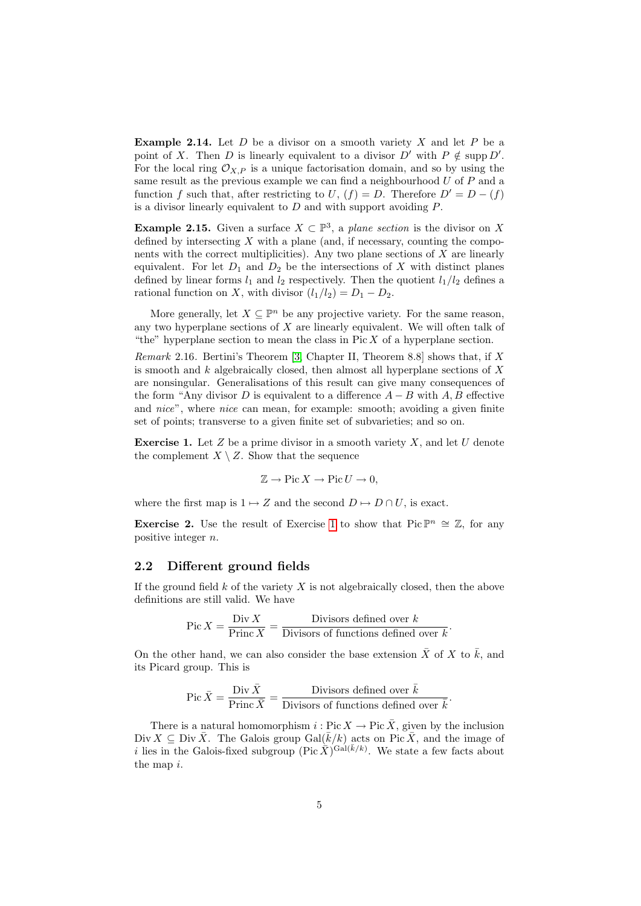**Example 2.14.** Let $D$ be a divisor on a smooth variety $X$ and let $P$ be a point of $X$. Then $D$ is linearly equivalent to a divisor $D'$ with $P \notin \operatorname{supp} D'$. For the local ring $\mathcal{O}_{X,P}$ is a unique factorisation domain, and so by using the same result as the previous example we can find a neighbourhood $U$ of $P$ and a function $f$ such that, after restricting to $U$, $(f) = D$. Therefore $D' = D - (f)$ is a divisor linearly equivalent to $D$ and with support avoiding $P$.

**Example 2.15.** Given a surface $X \subset \mathbb{P}^3$, a *plane section* is the divisor on $X$ defined by intersecting $X$ with a plane (and, if necessary, counting the components with the correct multiplicities). Any two plane sections of $X$ are linearly equivalent. For let $D_1$ and $D_2$ be the intersections of $X$ with distinct planes defined by linear forms $l_1$ and $l_2$ respectively. Then the quotient $l_1/l_2$ defines a rational function on $X$, with divisor $(l_1/l_2) = D_1 - D_2$.

More generally, let $X \subseteq \mathbb{P}^n$ be any projective variety. For the same reason, any two hyperplane sections of $X$ are linearly equivalent. We will often talk of "the" hyperplane section to mean the class in $\operatorname{Pic} X$ of a hyperplane section.

*Remark* 2.16. Bertini's Theorem [3, Chapter II, Theorem 8.8] shows that, if $X$ is smooth and $k$ algebraically closed, then almost all hyperplane sections of $X$ are nonsingular. Generalisations of this result can give many consequences of the form "Any divisor $D$ is equivalent to a difference $A - B$ with $A, B$ effective and *nice*", where *nice* can mean, for example: smooth; avoiding a given finite set of points; transverse to a given finite set of subvarieties; and so on.

**Exercise 1.** Let $Z$ be a prime divisor in a smooth variety $X$, and let $U$ denote the complement $X \setminus Z$. Show that the sequence

$$\mathbb{Z} \to \operatorname{Pic} X \to \operatorname{Pic} U \to 0,$$

where the first map is $1 \mapsto Z$ and the second $D \mapsto D \cap U$, is exact.

**Exercise 2.** Use the result of Exercise 1 to show that $\operatorname{Pic} \mathbb{P}^n \cong \mathbb{Z}$, for any positive integer $n$.

## 2.2 Different ground fields

If the ground field $k$ of the variety $X$ is not algebraically closed, then the above definitions are still valid. We have

$$\operatorname{Pic} X = \frac{\operatorname{Div} X}{\operatorname{Princ} X} = \frac{\text{Divisors defined over } k}{\text{Divisors of functions defined over } k}.$$

On the other hand, we can also consider the base extension $\bar{X}$ of $X$ to $\bar{k}$, and its Picard group. This is

$$\operatorname{Pic} \bar{X} = \frac{\operatorname{Div} \bar{X}}{\operatorname{Princ} \bar{X}} = \frac{\text{Divisors defined over } \bar{k}}{\text{Divisors of functions defined over } \bar{k}}.$$

There is a natural homomorphism $i : \operatorname{Pic} X \to \operatorname{Pic} \bar{X}$, given by the inclusion $\operatorname{Div} X \subseteq \operatorname{Div} \bar{X}$. The Galois group $\operatorname{Gal}(\bar{k}/k)$ acts on $\operatorname{Pic} \bar{X}$, and the image of $i$ lies in the Galois-fixed subgroup $(\operatorname{Pic} \bar{X})^{\operatorname{Gal}(\bar{k}/k)}$. We state a few facts about the map $i$.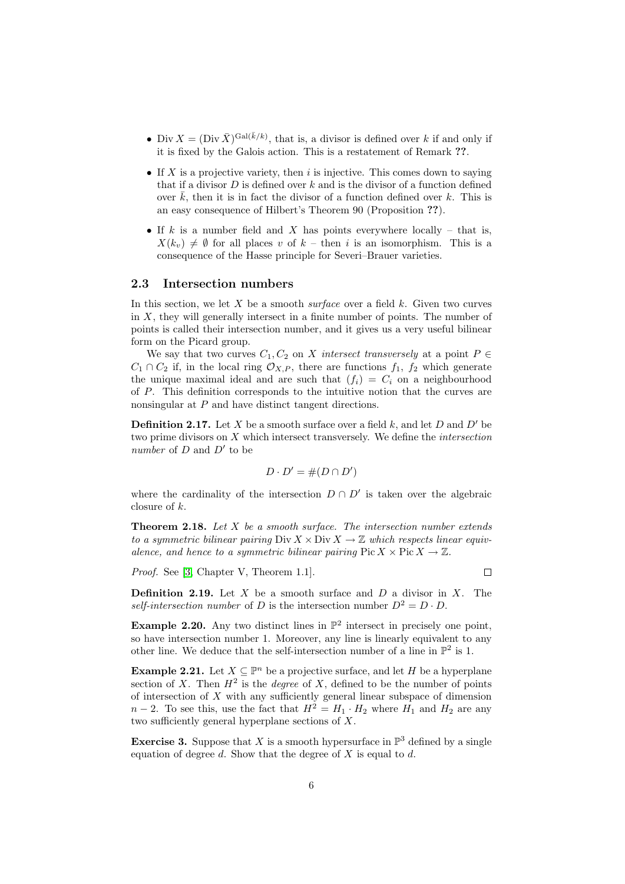- $\operatorname{Div} X = (\operatorname{Div} \bar{X})^{\operatorname{Gal}(\bar{k}/k)}$, that is, a divisor is defined over $k$ if and only if it is fixed by the Galois action. This is a restatement of Remark **??**.
- If $X$ is a projective variety, then $i$ is injective. This comes down to saying that if a divisor $D$ is defined over $k$ and is the divisor of a function defined over $\bar{k}$, then it is in fact the divisor of a function defined over $k$. This is an easy consequence of Hilbert's Theorem 90 (Proposition **??**).
- If $k$ is a number field and $X$ has points everywhere locally – that is, $X(k_v) \neq \emptyset$ for all places $v$ of $k$ – then $i$ is an isomorphism. This is a consequence of the Hasse principle for Severi–Brauer varieties.

## 2.3 Intersection numbers

In this section, we let $X$ be a smooth *surface* over a field $k$. Given two curves in $X$, they will generally intersect in a finite number of points. The number of points is called their intersection number, and it gives us a very useful bilinear form on the Picard group.

We say that two curves $C_1, C_2$ on $X$ *intersect transversely* at a point $P \in C_1 \cap C_2$ if, in the local ring $\mathcal{O}_{X,P}$, there are functions $f_1$, $f_2$ which generate the unique maximal ideal and are such that $(f_i) = C_i$ on a neighbourhood of $P$. This definition corresponds to the intuitive notion that the curves are nonsingular at $P$ and have distinct tangent directions.

**Definition 2.17.** Let $X$ be a smooth surface over a field $k$, and let $D$ and $D'$ be two prime divisors on $X$ which intersect transversely. We define the *intersection number* of $D$ and $D'$ to be

$$D \cdot D' = \#(D \cap D')$$

where the cardinality of the intersection $D \cap D'$ is taken over the algebraic closure of $k$.

**Theorem 2.18.** *Let $X$ be a smooth surface. The intersection number extends to a symmetric bilinear pairing $\operatorname{Div} X \times \operatorname{Div} X \to \mathbb{Z}$ which respects linear equivalence, and hence to a symmetric bilinear pairing $\operatorname{Pic} X \times \operatorname{Pic} X \to \mathbb{Z}$.*

*Proof.* See [3, Chapter V, Theorem 1.1]. □

**Definition 2.19.** Let $X$ be a smooth surface and $D$ a divisor in $X$. The *self-intersection number* of $D$ is the intersection number $D^2 = D \cdot D$.

**Example 2.20.** Any two distinct lines in $\mathbb{P}^2$ intersect in precisely one point, so have intersection number 1. Moreover, any line is linearly equivalent to any other line. We deduce that the self-intersection number of a line in $\mathbb{P}^2$ is 1.

**Example 2.21.** Let $X \subseteq \mathbb{P}^n$ be a projective surface, and let $H$ be a hyperplane section of $X$. Then $H^2$ is the *degree* of $X$, defined to be the number of points of intersection of $X$ with any sufficiently general linear subspace of dimension $n-2$. To see this, use the fact that $H^2 = H_1 \cdot H_2$ where $H_1$ and $H_2$ are any two sufficiently general hyperplane sections of $X$.

**Exercise 3.** Suppose that $X$ is a smooth hypersurface in $\mathbb{P}^3$ defined by a single equation of degree $d$. Show that the degree of $X$ is equal to $d$.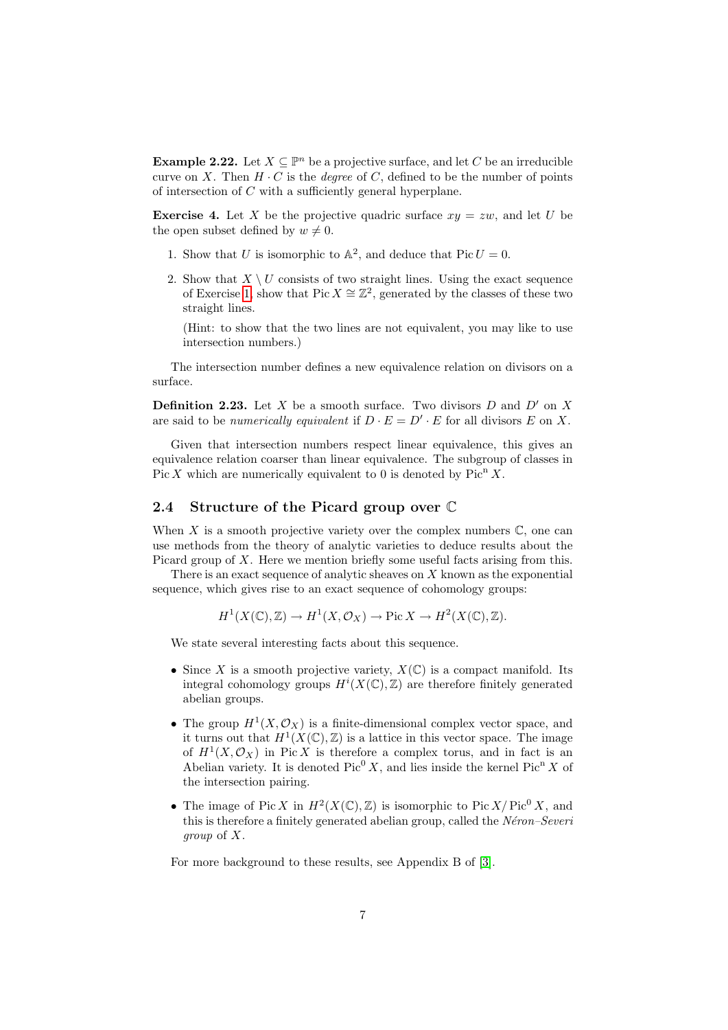**Example 2.22.** Let $X \subseteq \mathbb{P}^n$ be a projective surface, and let $C$ be an irreducible curve on $X$. Then $H \cdot C$ is the *degree* of $C$, defined to be the number of points of intersection of $C$ with a sufficiently general hyperplane.

**Exercise 4.** Let $X$ be the projective quadric surface $xy = zw$, and let $U$ be the open subset defined by $w \neq 0$.

1. Show that $U$ is isomorphic to $\mathbb{A}^2$, and deduce that $\operatorname{Pic} U = 0$.
2. Show that $X \setminus U$ consists of two straight lines. Using the exact sequence of Exercise 1, show that $\operatorname{Pic} X \cong \mathbb{Z}^2$, generated by the classes of these two straight lines.

   (Hint: to show that the two lines are not equivalent, you may like to use intersection numbers.)

The intersection number defines a new equivalence relation on divisors on a surface.

**Definition 2.23.** Let $X$ be a smooth surface. Two divisors $D$ and $D'$ on $X$ are said to be *numerically equivalent* if $D \cdot E = D' \cdot E$ for all divisors $E$ on $X$.

Given that intersection numbers respect linear equivalence, this gives an equivalence relation coarser than linear equivalence. The subgroup of classes in $\operatorname{Pic} X$ which are numerically equivalent to 0 is denoted by $\operatorname{Pic}^{\mathrm{n}} X$.

## 2.4 Structure of the Picard group over $\mathbb{C}$

When $X$ is a smooth projective variety over the complex numbers $\mathbb{C}$, one can use methods from the theory of analytic varieties to deduce results about the Picard group of $X$. Here we mention briefly some useful facts arising from this.

There is an exact sequence of analytic sheaves on $X$ known as the exponential sequence, which gives rise to an exact sequence of cohomology groups:

$$H^1(X(\mathbb{C}), \mathbb{Z}) \to H^1(X, \mathcal{O}_X) \to \operatorname{Pic} X \to H^2(X(\mathbb{C}), \mathbb{Z}).$$

We state several interesting facts about this sequence.

- Since $X$ is a smooth projective variety, $X(\mathbb{C})$ is a compact manifold. Its integral cohomology groups $H^i(X(\mathbb{C}), \mathbb{Z})$ are therefore finitely generated abelian groups.
- The group $H^1(X, \mathcal{O}_X)$ is a finite-dimensional complex vector space, and it turns out that $H^1(X(\mathbb{C}), \mathbb{Z})$ is a lattice in this vector space. The image of $H^1(X, \mathcal{O}_X)$ in $\operatorname{Pic} X$ is therefore a complex torus, and in fact is an Abelian variety. It is denoted $\operatorname{Pic}^0 X$, and lies inside the kernel $\operatorname{Pic}^{\mathrm{n}} X$ of the intersection pairing.
- The image of $\operatorname{Pic} X$ in $H^2(X(\mathbb{C}), \mathbb{Z})$ is isomorphic to $\operatorname{Pic} X / \operatorname{Pic}^0 X$, and this is therefore a finitely generated abelian group, called the *Néron–Severi group* of $X$.

For more background to these results, see Appendix B of [3].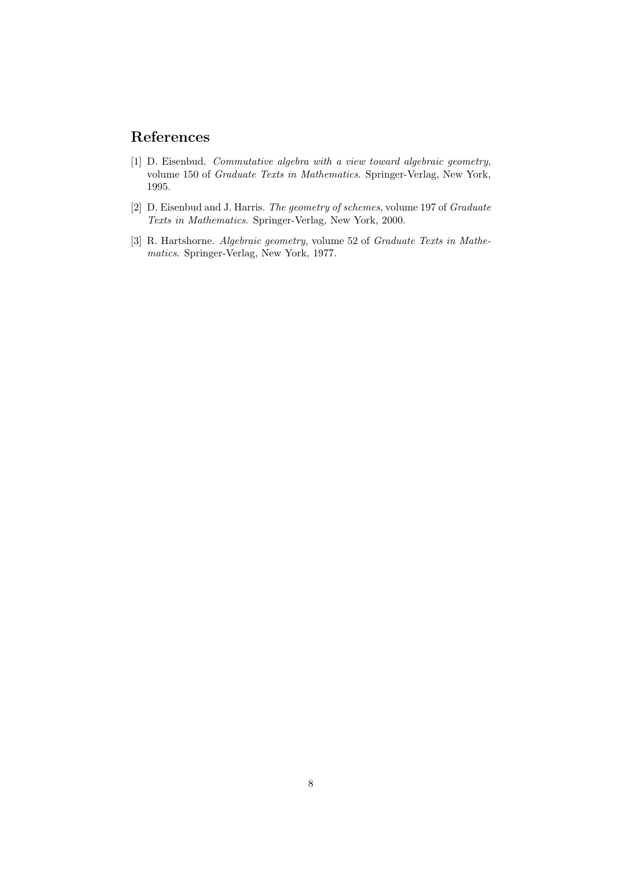## References

[1] D. Eisenbud. *Commutative algebra with a view toward algebraic geometry*, volume 150 of *Graduate Texts in Mathematics*. Springer-Verlag, New York, 1995.

[2] D. Eisenbud and J. Harris. *The geometry of schemes*, volume 197 of *Graduate Texts in Mathematics*. Springer-Verlag, New York, 2000.

[3] R. Hartshorne. *Algebraic geometry*, volume 52 of *Graduate Texts in Mathematics*. Springer-Verlag, New York, 1977.